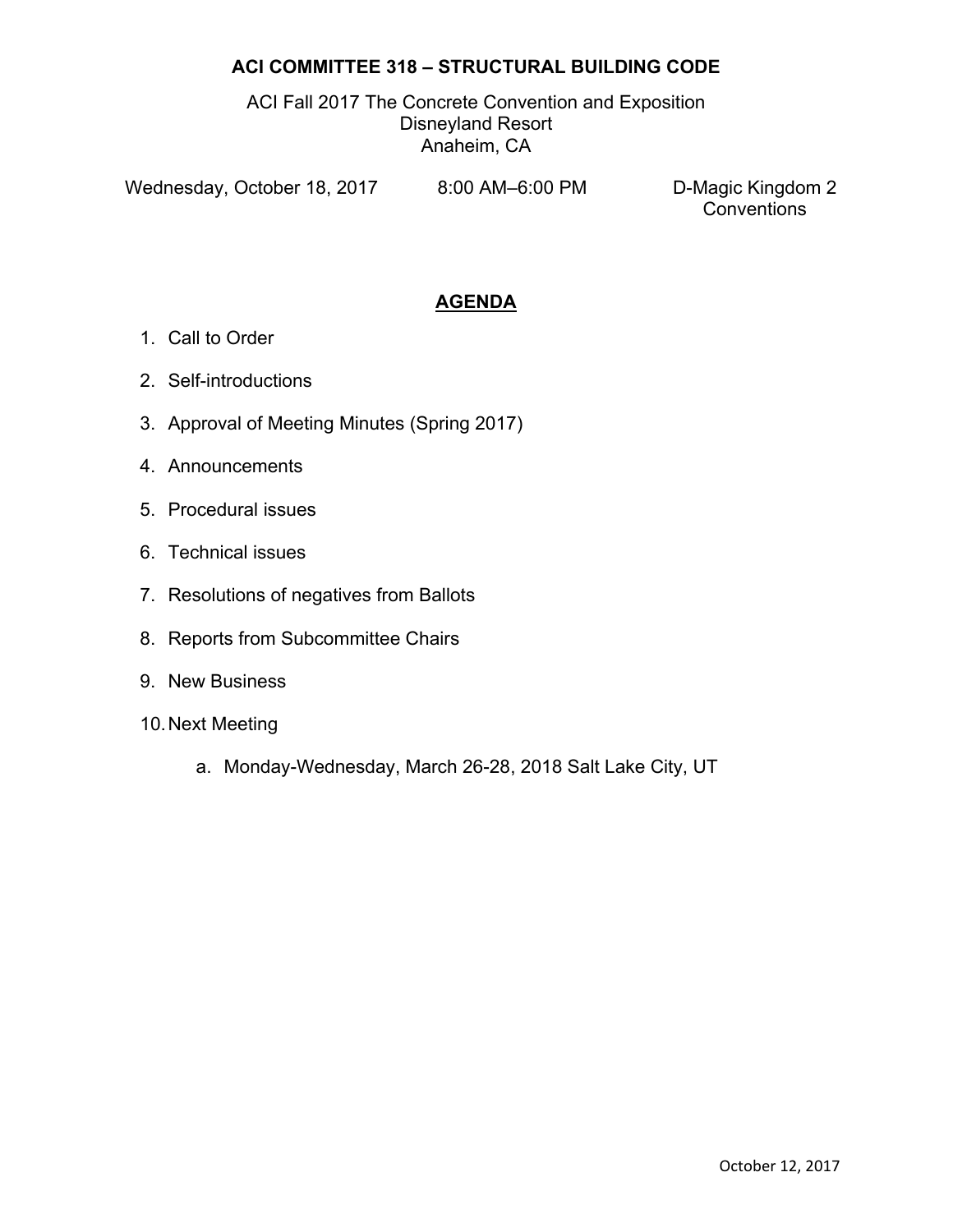# ACI COMMITTEE 318 – STRUCTURAL BUILDING CODE

ACI Fall 2017 The Concrete Convention and Exposition
Disneyland Resort
Anaheim, CA

Wednesday, October 18, 2017 8:00 AM–6:00 PM D-Magic Kingdom 2 Conventions

## AGENDA

1. Call to Order
2. Self-introductions
3. Approval of Meeting Minutes (Spring 2017)
4. Announcements
5. Procedural issues
6. Technical issues
7. Resolutions of negatives from Ballots
8. Reports from Subcommittee Chairs
9. New Business
10. Next Meeting
    a. Monday-Wednesday, March 26-28, 2018 Salt Lake City, UT

October 12, 2017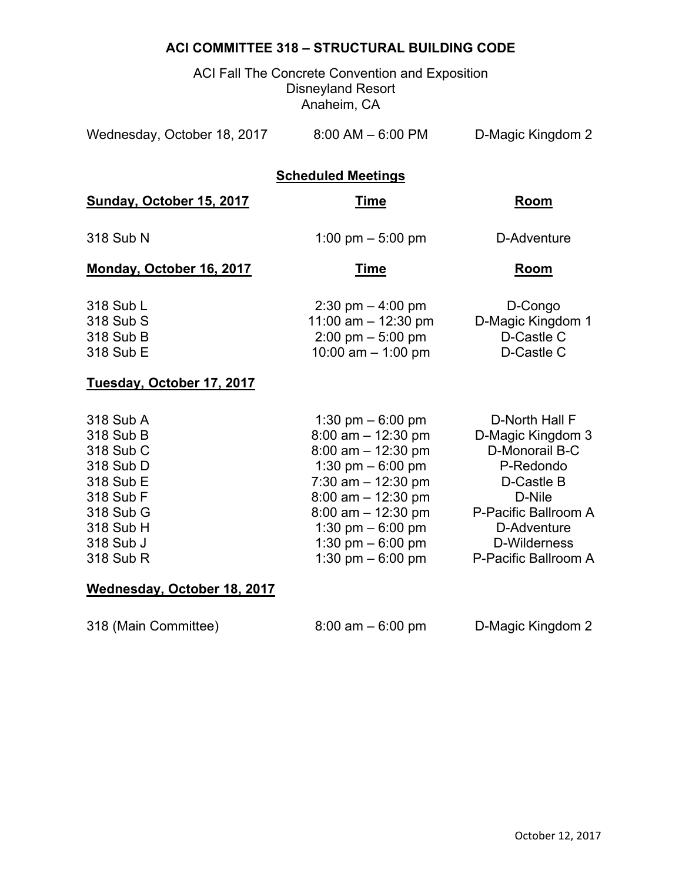**ACI COMMITTEE 318 – STRUCTURAL BUILDING CODE**

ACI Fall The Concrete Convention and Exposition
Disneyland Resort
Anaheim, CA

Wednesday, October 18, 2017 8:00 AM – 6:00 PM D-Magic Kingdom 2

**Scheduled Meetings**

| **Sunday, October 15, 2017** | **Time** | **Room** |
|---|---|---|
| 318 Sub N | 1:00 pm – 5:00 pm | D-Adventure |
| **Monday, October 16, 2017** | **Time** | **Room** |
| 318 Sub L | 2:30 pm – 4:00 pm | D-Congo |
| 318 Sub S | 11:00 am – 12:30 pm | D-Magic Kingdom 1 |
| 318 Sub B | 2:00 pm – 5:00 pm | D-Castle C |
| 318 Sub E | 10:00 am – 1:00 pm | D-Castle C |
| **Tuesday, October 17, 2017** | | |
| 318 Sub A | 1:30 pm – 6:00 pm | D-North Hall F |
| 318 Sub B | 8:00 am – 12:30 pm | D-Magic Kingdom 3 |
| 318 Sub C | 8:00 am – 12:30 pm | D-Monorail B-C |
| 318 Sub D | 1:30 pm – 6:00 pm | P-Redondo |
| 318 Sub E | 7:30 am – 12:30 pm | D-Castle B |
| 318 Sub F | 8:00 am – 12:30 pm | D-Nile |
| 318 Sub G | 8:00 am – 12:30 pm | P-Pacific Ballroom A |
| 318 Sub H | 1:30 pm – 6:00 pm | D-Adventure |
| 318 Sub J | 1:30 pm – 6:00 pm | D-Wilderness |
| 318 Sub R | 1:30 pm – 6:00 pm | P-Pacific Ballroom A |
| **Wednesday, October 18, 2017** | | |
| 318 (Main Committee) | 8:00 am – 6:00 pm | D-Magic Kingdom 2 |

October 12, 2017